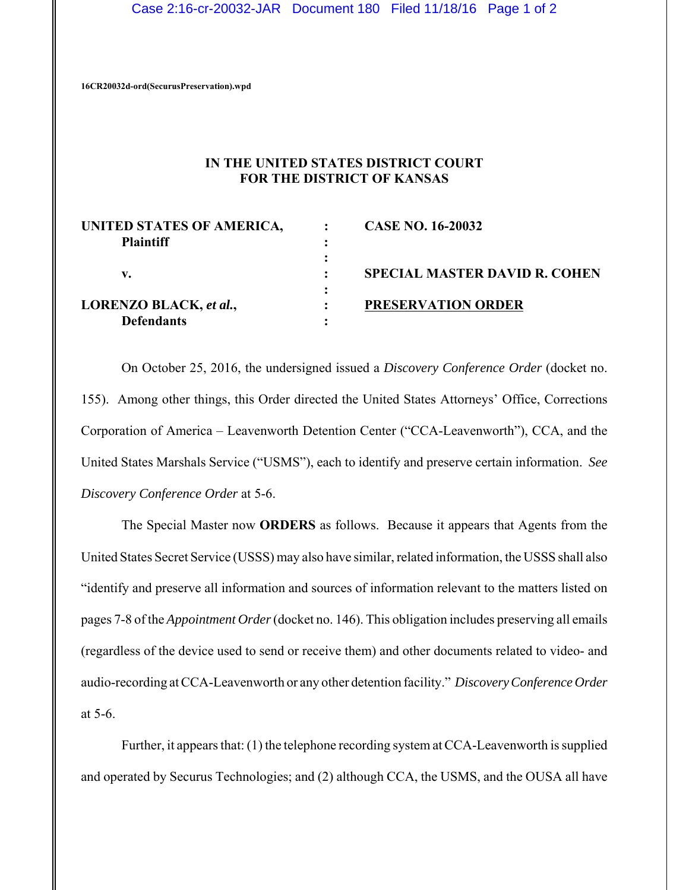16CR20032d-ord(SecurusPreservation).wpd

**IN THE UNITED STATES DISTRICT COURT**
**FOR THE DISTRICT OF KANSAS**

| | | |
|---|---|---|
| **UNITED STATES OF AMERICA,** | : | **CASE NO. 16-20032** |
| **Plaintiff** | : | |
| | : | |
| **v.** | : | **SPECIAL MASTER DAVID R. COHEN** |
| | : | |
| **LORENZO BLACK, *et al.*,** | : | **<u>PRESERVATION ORDER</u>** |
| **Defendants** | : | |

On October 25, 2016, the undersigned issued a *Discovery Conference Order* (docket no. 155). Among other things, this Order directed the United States Attorneys' Office, Corrections Corporation of America – Leavenworth Detention Center ("CCA-Leavenworth"), CCA, and the United States Marshals Service ("USMS"), each to identify and preserve certain information. *See Discovery Conference Order* at 5-6.

The Special Master now **ORDERS** as follows. Because it appears that Agents from the United States Secret Service (USSS) may also have similar, related information, the USSS shall also "identify and preserve all information and sources of information relevant to the matters listed on pages 7-8 of the *Appointment Order* (docket no. 146). This obligation includes preserving all emails (regardless of the device used to send or receive them) and other documents related to video- and audio-recording at CCA-Leavenworth or any other detention facility." *Discovery Conference Order* at 5-6.

Further, it appears that: (1) the telephone recording system at CCA-Leavenworth is supplied and operated by Securus Technologies; and (2) although CCA, the USMS, and the OUSA all have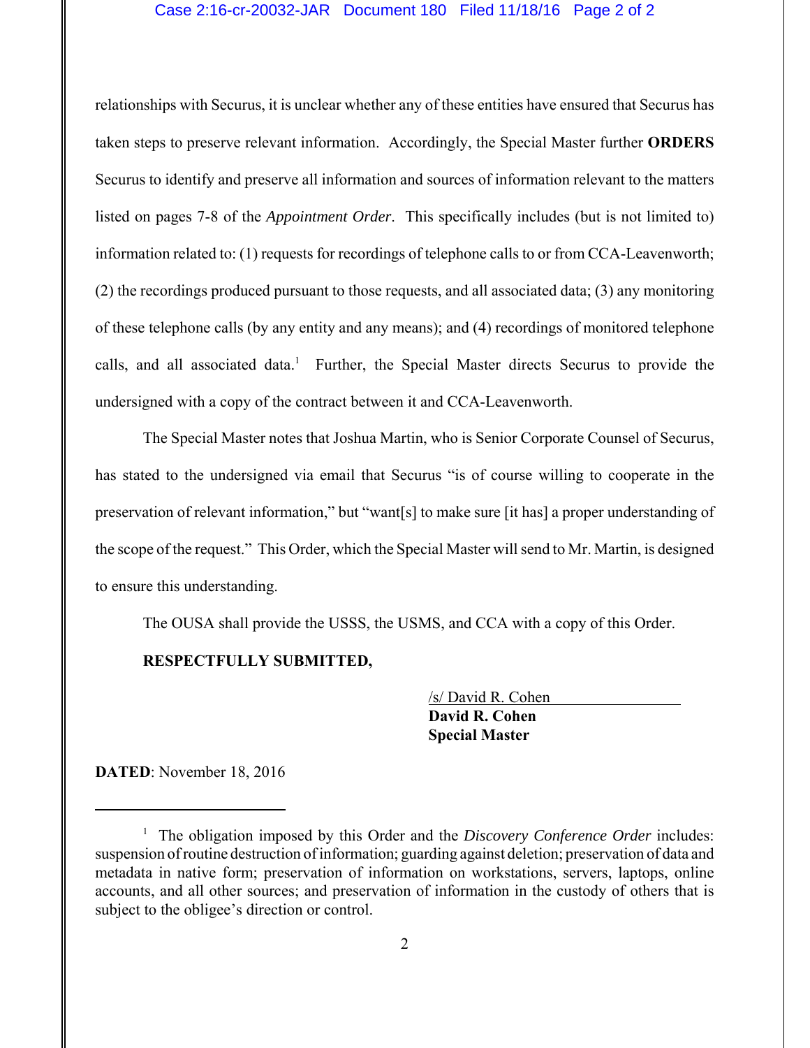relationships with Securus, it is unclear whether any of these entities have ensured that Securus has taken steps to preserve relevant information. Accordingly, the Special Master further **ORDERS** Securus to identify and preserve all information and sources of information relevant to the matters listed on pages 7-8 of the *Appointment Order*. This specifically includes (but is not limited to) information related to: (1) requests for recordings of telephone calls to or from CCA-Leavenworth; (2) the recordings produced pursuant to those requests, and all associated data; (3) any monitoring of these telephone calls (by any entity and any means); and (4) recordings of monitored telephone calls, and all associated data.[1] Further, the Special Master directs Securus to provide the undersigned with a copy of the contract between it and CCA-Leavenworth.

The Special Master notes that Joshua Martin, who is Senior Corporate Counsel of Securus, has stated to the undersigned via email that Securus "is of course willing to cooperate in the preservation of relevant information," but "want[s] to make sure [it has] a proper understanding of the scope of the request." This Order, which the Special Master will send to Mr. Martin, is designed to ensure this understanding.

The OUSA shall provide the USSS, the USMS, and CCA with a copy of this Order.

**RESPECTFULLY SUBMITTED,**

/s/ David R. Cohen
**David R. Cohen**
**Special Master**

**DATED**: November 18, 2016

---

[1] The obligation imposed by this Order and the *Discovery Conference Order* includes: suspension of routine destruction of information; guarding against deletion; preservation of data and metadata in native form; preservation of information on workstations, servers, laptops, online accounts, and all other sources; and preservation of information in the custody of others that is subject to the obligee's direction or control.